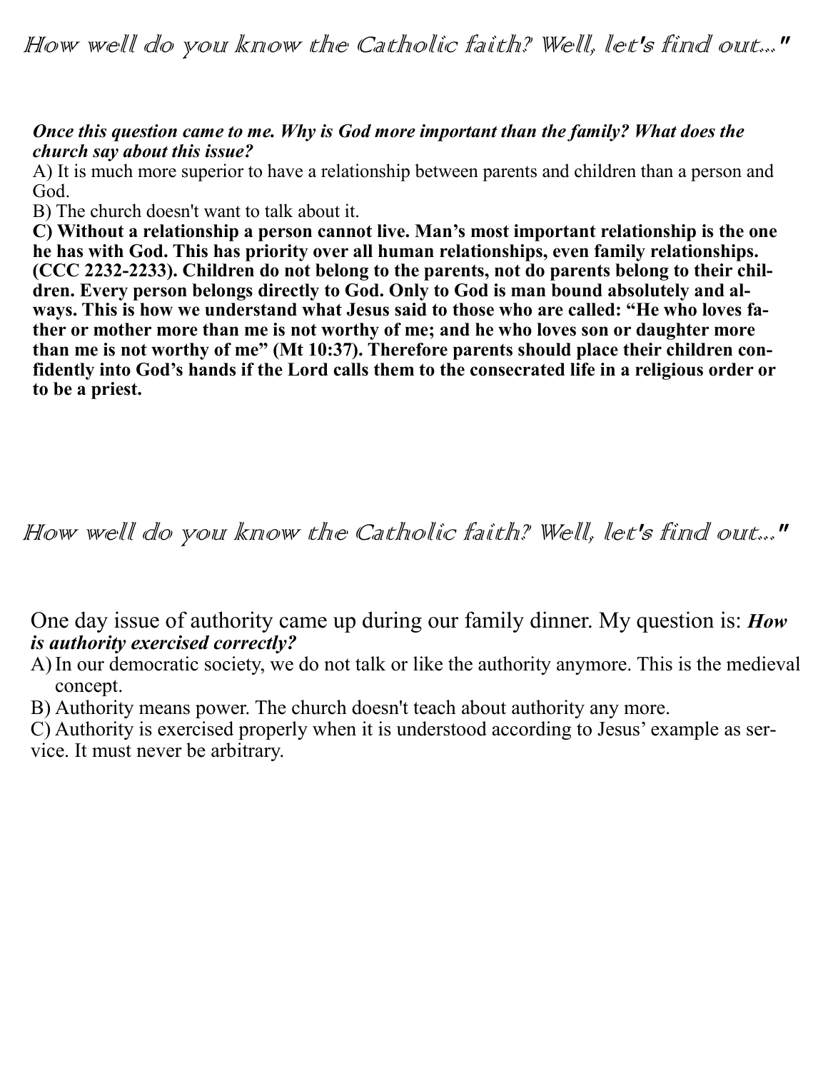# How well do you know the Catholic faith? Well, let's find out..."

***Once this question came to me. Why is God more important than the family? What does the church say about this issue?***

A) It is much more superior to have a relationship between parents and children than a person and God.

B) The church doesn't want to talk about it.

**C) Without a relationship a person cannot live. Man's most important relationship is the one he has with God. This has priority over all human relationships, even family relationships. (CCC 2232-2233). Children do not belong to the parents, not do parents belong to their children. Every person belongs directly to God. Only to God is man bound absolutely and always. This is how we understand what Jesus said to those who are called: "He who loves father or mother more than me is not worthy of me; and he who loves son or daughter more than me is not worthy of me" (Mt 10:37). Therefore parents should place their children confidently into God's hands if the Lord calls them to the consecrated life in a religious order or to be a priest.**

# How well do you know the Catholic faith? Well, let's find out..."

One day issue of authority came up during our family dinner. My question is: ***How is authority exercised correctly?***

A) In our democratic society, we do not talk or like the authority anymore. This is the medieval concept.

B) Authority means power. The church doesn't teach about authority any more.

C) Authority is exercised properly when it is understood according to Jesus' example as service. It must never be arbitrary.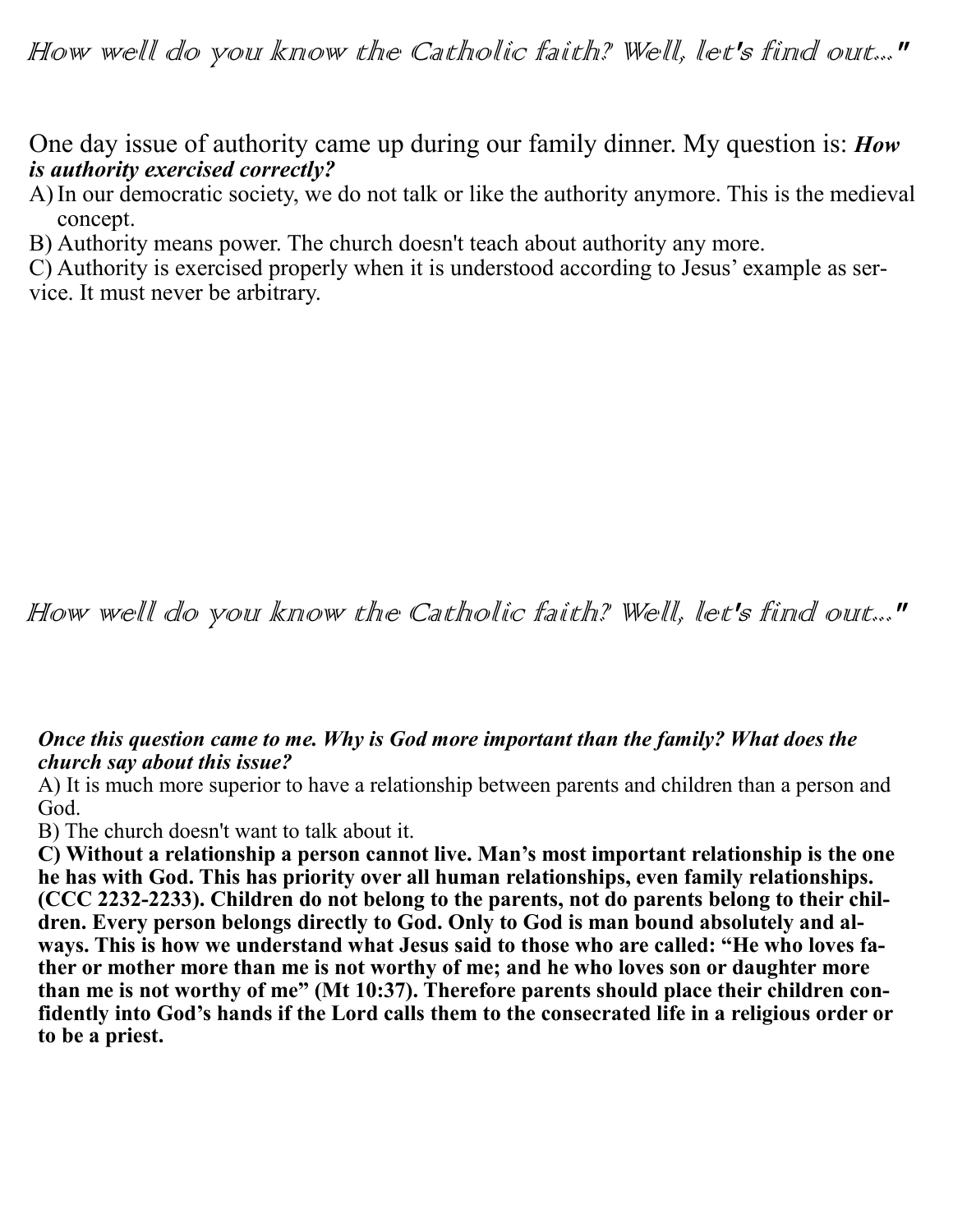How well do you know the Catholic faith? Well, let's find out..."

One day issue of authority came up during our family dinner. My question is: ***How is authority exercised correctly?***

A) In our democratic society, we do not talk or like the authority anymore. This is the medieval concept.

B) Authority means power. The church doesn't teach about authority any more.

C) Authority is exercised properly when it is understood according to Jesus' example as service. It must never be arbitrary.

How well do you know the Catholic faith? Well, let's find out..."

***Once this question came to me. Why is God more important than the family? What does the church say about this issue?***

A) It is much more superior to have a relationship between parents and children than a person and God.

B) The church doesn't want to talk about it.

**C) Without a relationship a person cannot live. Man's most important relationship is the one he has with God. This has priority over all human relationships, even family relationships. (CCC 2232-2233). Children do not belong to the parents, not do parents belong to their children. Every person belongs directly to God. Only to God is man bound absolutely and always. This is how we understand what Jesus said to those who are called: "He who loves father or mother more than me is not worthy of me; and he who loves son or daughter more than me is not worthy of me" (Mt 10:37). Therefore parents should place their children confidently into God's hands if the Lord calls them to the consecrated life in a religious order or to be a priest.**